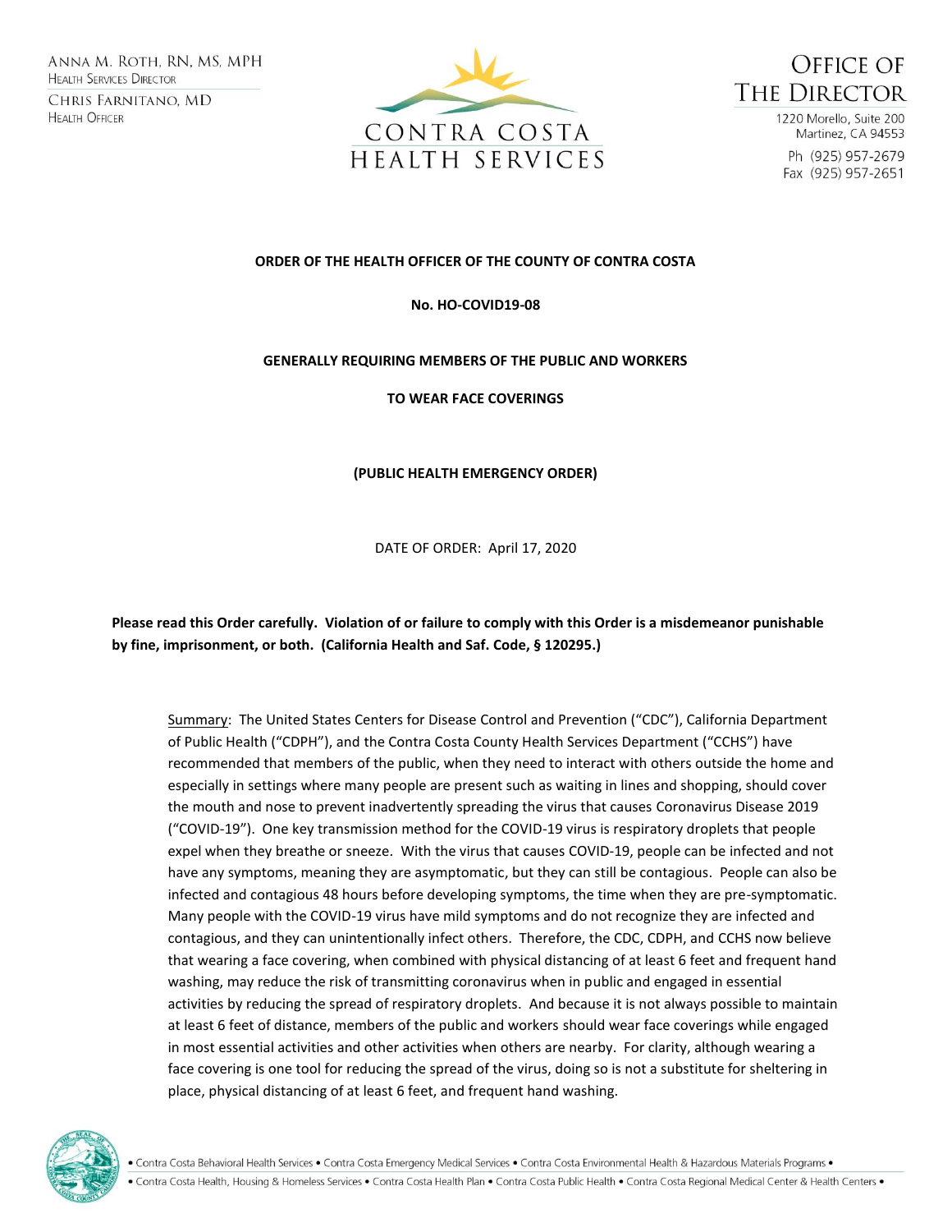ANNA M. ROTH, RN, MS, MPH
HEALTH SERVICES DIRECTOR

CHRIS FARNITANO, MD
HEALTH OFFICER

CONTRA COSTA HEALTH SERVICES

OFFICE OF THE DIRECTOR

1220 Morello, Suite 200
Martinez, CA 94553

Ph (925) 957-2679
Fax (925) 957-2651

**ORDER OF THE HEALTH OFFICER OF THE COUNTY OF CONTRA COSTA**

**No. HO-COVID19-08**

**GENERALLY REQUIRING MEMBERS OF THE PUBLIC AND WORKERS**

**TO WEAR FACE COVERINGS**

**(PUBLIC HEALTH EMERGENCY ORDER)**

DATE OF ORDER: April 17, 2020

**Please read this Order carefully. Violation of or failure to comply with this Order is a misdemeanor punishable by fine, imprisonment, or both. (California Health and Saf. Code, § 120295.)**

Summary: The United States Centers for Disease Control and Prevention ("CDC"), California Department of Public Health ("CDPH"), and the Contra Costa County Health Services Department ("CCHS") have recommended that members of the public, when they need to interact with others outside the home and especially in settings where many people are present such as waiting in lines and shopping, should cover the mouth and nose to prevent inadvertently spreading the virus that causes Coronavirus Disease 2019 ("COVID-19"). One key transmission method for the COVID-19 virus is respiratory droplets that people expel when they breathe or sneeze. With the virus that causes COVID-19, people can be infected and not have any symptoms, meaning they are asymptomatic, but they can still be contagious. People can also be infected and contagious 48 hours before developing symptoms, the time when they are pre-symptomatic. Many people with the COVID-19 virus have mild symptoms and do not recognize they are infected and contagious, and they can unintentionally infect others. Therefore, the CDC, CDPH, and CCHS now believe that wearing a face covering, when combined with physical distancing of at least 6 feet and frequent hand washing, may reduce the risk of transmitting coronavirus when in public and engaged in essential activities by reducing the spread of respiratory droplets. And because it is not always possible to maintain at least 6 feet of distance, members of the public and workers should wear face coverings while engaged in most essential activities and other activities when others are nearby. For clarity, although wearing a face covering is one tool for reducing the spread of the virus, doing so is not a substitute for sheltering in place, physical distancing of at least 6 feet, and frequent hand washing.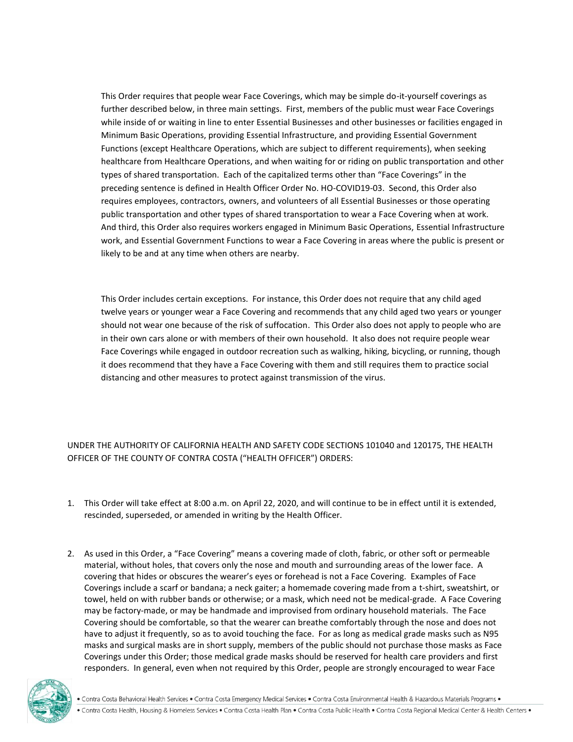This Order requires that people wear Face Coverings, which may be simple do-it-yourself coverings as further described below, in three main settings. First, members of the public must wear Face Coverings while inside of or waiting in line to enter Essential Businesses and other businesses or facilities engaged in Minimum Basic Operations, providing Essential Infrastructure, and providing Essential Government Functions (except Healthcare Operations, which are subject to different requirements), when seeking healthcare from Healthcare Operations, and when waiting for or riding on public transportation and other types of shared transportation. Each of the capitalized terms other than "Face Coverings" in the preceding sentence is defined in Health Officer Order No. HO-COVID19-03. Second, this Order also requires employees, contractors, owners, and volunteers of all Essential Businesses or those operating public transportation and other types of shared transportation to wear a Face Covering when at work. And third, this Order also requires workers engaged in Minimum Basic Operations, Essential Infrastructure work, and Essential Government Functions to wear a Face Covering in areas where the public is present or likely to be and at any time when others are nearby.

This Order includes certain exceptions. For instance, this Order does not require that any child aged twelve years or younger wear a Face Covering and recommends that any child aged two years or younger should not wear one because of the risk of suffocation. This Order also does not apply to people who are in their own cars alone or with members of their own household. It also does not require people wear Face Coverings while engaged in outdoor recreation such as walking, hiking, bicycling, or running, though it does recommend that they have a Face Covering with them and still requires them to practice social distancing and other measures to protect against transmission of the virus.

UNDER THE AUTHORITY OF CALIFORNIA HEALTH AND SAFETY CODE SECTIONS 101040 and 120175, THE HEALTH OFFICER OF THE COUNTY OF CONTRA COSTA ("HEALTH OFFICER") ORDERS:

1. This Order will take effect at 8:00 a.m. on April 22, 2020, and will continue to be in effect until it is extended, rescinded, superseded, or amended in writing by the Health Officer.

2. As used in this Order, a "Face Covering" means a covering made of cloth, fabric, or other soft or permeable material, without holes, that covers only the nose and mouth and surrounding areas of the lower face. A covering that hides or obscures the wearer's eyes or forehead is not a Face Covering. Examples of Face Coverings include a scarf or bandana; a neck gaiter; a homemade covering made from a t-shirt, sweatshirt, or towel, held on with rubber bands or otherwise; or a mask, which need not be medical-grade. A Face Covering may be factory-made, or may be handmade and improvised from ordinary household materials. The Face Covering should be comfortable, so that the wearer can breathe comfortably through the nose and does not have to adjust it frequently, so as to avoid touching the face. For as long as medical grade masks such as N95 masks and surgical masks are in short supply, members of the public should not purchase those masks as Face Coverings under this Order; those medical grade masks should be reserved for health care providers and first responders. In general, even when not required by this Order, people are strongly encouraged to wear Face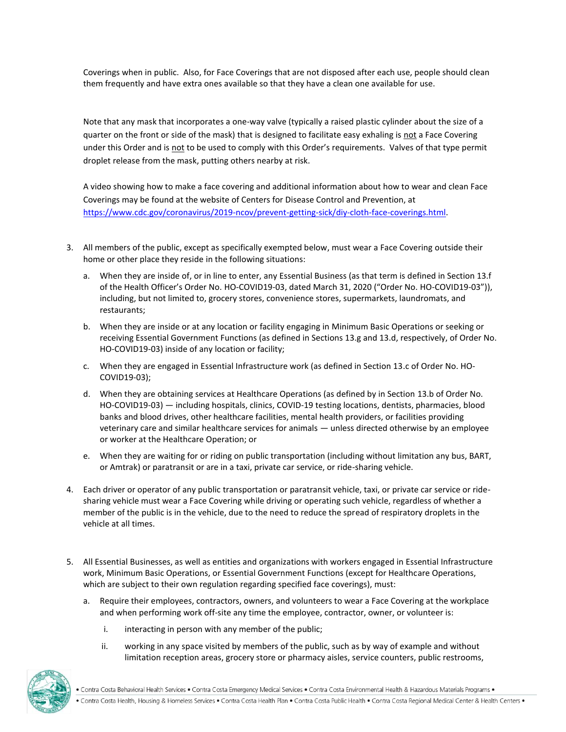Coverings when in public. Also, for Face Coverings that are not disposed after each use, people should clean them frequently and have extra ones available so that they have a clean one available for use.

Note that any mask that incorporates a one-way valve (typically a raised plastic cylinder about the size of a quarter on the front or side of the mask) that is designed to facilitate easy exhaling is not a Face Covering under this Order and is not to be used to comply with this Order's requirements. Valves of that type permit droplet release from the mask, putting others nearby at risk.

A video showing how to make a face covering and additional information about how to wear and clean Face Coverings may be found at the website of Centers for Disease Control and Prevention, at https://www.cdc.gov/coronavirus/2019-ncov/prevent-getting-sick/diy-cloth-face-coverings.html.

3. All members of the public, except as specifically exempted below, must wear a Face Covering outside their home or other place they reside in the following situations:
   a. When they are inside of, or in line to enter, any Essential Business (as that term is defined in Section 13.f of the Health Officer's Order No. HO-COVID19-03, dated March 31, 2020 ("Order No. HO-COVID19-03")), including, but not limited to, grocery stores, convenience stores, supermarkets, laundromats, and restaurants;
   b. When they are inside or at any location or facility engaging in Minimum Basic Operations or seeking or receiving Essential Government Functions (as defined in Sections 13.g and 13.d, respectively, of Order No. HO-COVID19-03) inside of any location or facility;
   c. When they are engaged in Essential Infrastructure work (as defined in Section 13.c of Order No. HO-COVID19-03);
   d. When they are obtaining services at Healthcare Operations (as defined by in Section 13.b of Order No. HO-COVID19-03) — including hospitals, clinics, COVID-19 testing locations, dentists, pharmacies, blood banks and blood drives, other healthcare facilities, mental health providers, or facilities providing veterinary care and similar healthcare services for animals — unless directed otherwise by an employee or worker at the Healthcare Operation; or
   e. When they are waiting for or riding on public transportation (including without limitation any bus, BART, or Amtrak) or paratransit or are in a taxi, private car service, or ride-sharing vehicle.

4. Each driver or operator of any public transportation or paratransit vehicle, taxi, or private car service or ride-sharing vehicle must wear a Face Covering while driving or operating such vehicle, regardless of whether a member of the public is in the vehicle, due to the need to reduce the spread of respiratory droplets in the vehicle at all times.

5. All Essential Businesses, as well as entities and organizations with workers engaged in Essential Infrastructure work, Minimum Basic Operations, or Essential Government Functions (except for Healthcare Operations, which are subject to their own regulation regarding specified face coverings), must:
   a. Require their employees, contractors, owners, and volunteers to wear a Face Covering at the workplace and when performing work off-site any time the employee, contractor, owner, or volunteer is:
      i. interacting in person with any member of the public;
      ii. working in any space visited by members of the public, such as by way of example and without limitation reception areas, grocery store or pharmacy aisles, service counters, public restrooms,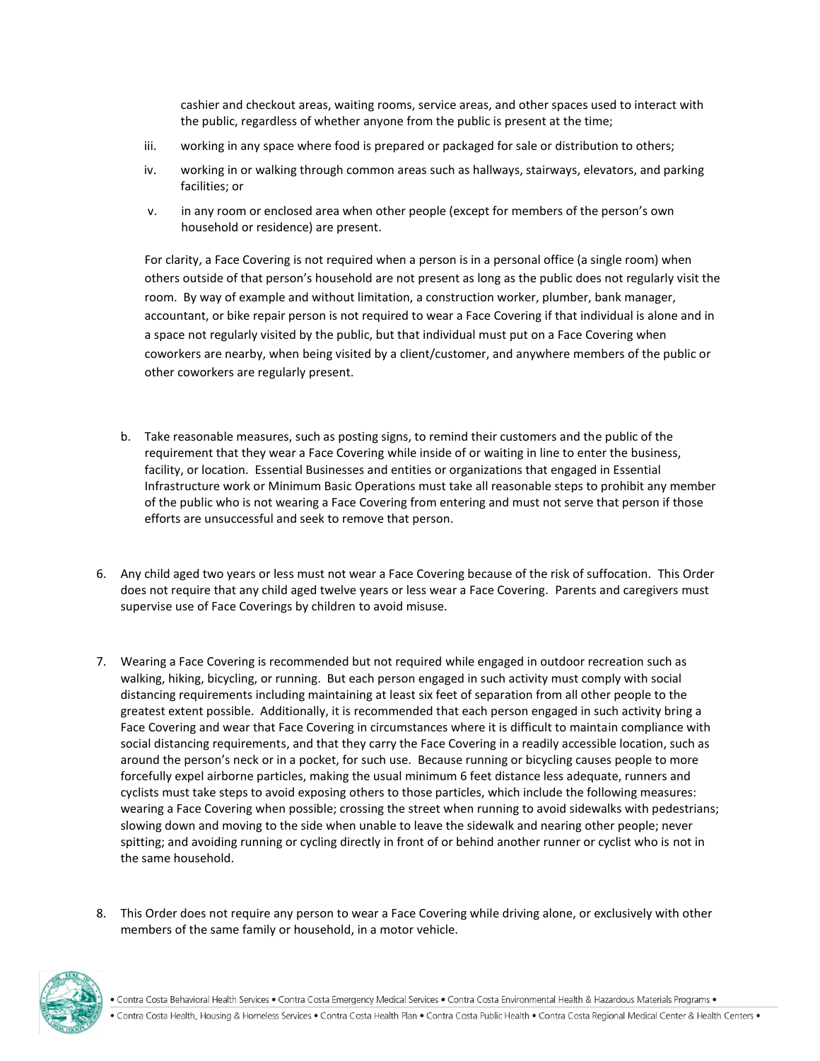cashier and checkout areas, waiting rooms, service areas, and other spaces used to interact with the public, regardless of whether anyone from the public is present at the time;

iii. working in any space where food is prepared or packaged for sale or distribution to others;

iv. working in or walking through common areas such as hallways, stairways, elevators, and parking facilities; or

v. in any room or enclosed area when other people (except for members of the person's own household or residence) are present.

For clarity, a Face Covering is not required when a person is in a personal office (a single room) when others outside of that person's household are not present as long as the public does not regularly visit the room. By way of example and without limitation, a construction worker, plumber, bank manager, accountant, or bike repair person is not required to wear a Face Covering if that individual is alone and in a space not regularly visited by the public, but that individual must put on a Face Covering when coworkers are nearby, when being visited by a client/customer, and anywhere members of the public or other coworkers are regularly present.

b. Take reasonable measures, such as posting signs, to remind their customers and the public of the requirement that they wear a Face Covering while inside of or waiting in line to enter the business, facility, or location. Essential Businesses and entities or organizations that engaged in Essential Infrastructure work or Minimum Basic Operations must take all reasonable steps to prohibit any member of the public who is not wearing a Face Covering from entering and must not serve that person if those efforts are unsuccessful and seek to remove that person.

6. Any child aged two years or less must not wear a Face Covering because of the risk of suffocation. This Order does not require that any child aged twelve years or less wear a Face Covering. Parents and caregivers must supervise use of Face Coverings by children to avoid misuse.

7. Wearing a Face Covering is recommended but not required while engaged in outdoor recreation such as walking, hiking, bicycling, or running. But each person engaged in such activity must comply with social distancing requirements including maintaining at least six feet of separation from all other people to the greatest extent possible. Additionally, it is recommended that each person engaged in such activity bring a Face Covering and wear that Face Covering in circumstances where it is difficult to maintain compliance with social distancing requirements, and that they carry the Face Covering in a readily accessible location, such as around the person's neck or in a pocket, for such use. Because running or bicycling causes people to more forcefully expel airborne particles, making the usual minimum 6 feet distance less adequate, runners and cyclists must take steps to avoid exposing others to those particles, which include the following measures: wearing a Face Covering when possible; crossing the street when running to avoid sidewalks with pedestrians; slowing down and moving to the side when unable to leave the sidewalk and nearing other people; never spitting; and avoiding running or cycling directly in front of or behind another runner or cyclist who is not in the same household.

8. This Order does not require any person to wear a Face Covering while driving alone, or exclusively with other members of the same family or household, in a motor vehicle.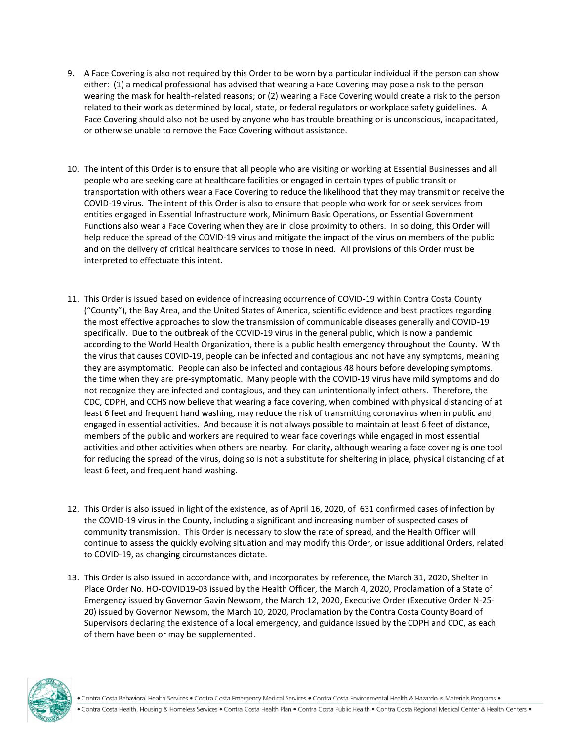9. A Face Covering is also not required by this Order to be worn by a particular individual if the person can show either: (1) a medical professional has advised that wearing a Face Covering may pose a risk to the person wearing the mask for health-related reasons; or (2) wearing a Face Covering would create a risk to the person related to their work as determined by local, state, or federal regulators or workplace safety guidelines. A Face Covering should also not be used by anyone who has trouble breathing or is unconscious, incapacitated, or otherwise unable to remove the Face Covering without assistance.

10. The intent of this Order is to ensure that all people who are visiting or working at Essential Businesses and all people who are seeking care at healthcare facilities or engaged in certain types of public transit or transportation with others wear a Face Covering to reduce the likelihood that they may transmit or receive the COVID-19 virus. The intent of this Order is also to ensure that people who work for or seek services from entities engaged in Essential Infrastructure work, Minimum Basic Operations, or Essential Government Functions also wear a Face Covering when they are in close proximity to others. In so doing, this Order will help reduce the spread of the COVID-19 virus and mitigate the impact of the virus on members of the public and on the delivery of critical healthcare services to those in need. All provisions of this Order must be interpreted to effectuate this intent.

11. This Order is issued based on evidence of increasing occurrence of COVID-19 within Contra Costa County ("County"), the Bay Area, and the United States of America, scientific evidence and best practices regarding the most effective approaches to slow the transmission of communicable diseases generally and COVID-19 specifically. Due to the outbreak of the COVID-19 virus in the general public, which is now a pandemic according to the World Health Organization, there is a public health emergency throughout the County. With the virus that causes COVID-19, people can be infected and contagious and not have any symptoms, meaning they are asymptomatic. People can also be infected and contagious 48 hours before developing symptoms, the time when they are pre-symptomatic. Many people with the COVID-19 virus have mild symptoms and do not recognize they are infected and contagious, and they can unintentionally infect others. Therefore, the CDC, CDPH, and CCHS now believe that wearing a face covering, when combined with physical distancing of at least 6 feet and frequent hand washing, may reduce the risk of transmitting coronavirus when in public and engaged in essential activities. And because it is not always possible to maintain at least 6 feet of distance, members of the public and workers are required to wear face coverings while engaged in most essential activities and other activities when others are nearby. For clarity, although wearing a face covering is one tool for reducing the spread of the virus, doing so is not a substitute for sheltering in place, physical distancing of at least 6 feet, and frequent hand washing.

12. This Order is also issued in light of the existence, as of April 16, 2020, of 631 confirmed cases of infection by the COVID-19 virus in the County, including a significant and increasing number of suspected cases of community transmission. This Order is necessary to slow the rate of spread, and the Health Officer will continue to assess the quickly evolving situation and may modify this Order, or issue additional Orders, related to COVID-19, as changing circumstances dictate.

13. This Order is also issued in accordance with, and incorporates by reference, the March 31, 2020, Shelter in Place Order No. HO-COVID19-03 issued by the Health Officer, the March 4, 2020, Proclamation of a State of Emergency issued by Governor Gavin Newsom, the March 12, 2020, Executive Order (Executive Order N-25-20) issued by Governor Newsom, the March 10, 2020, Proclamation by the Contra Costa County Board of Supervisors declaring the existence of a local emergency, and guidance issued by the CDPH and CDC, as each of them have been or may be supplemented.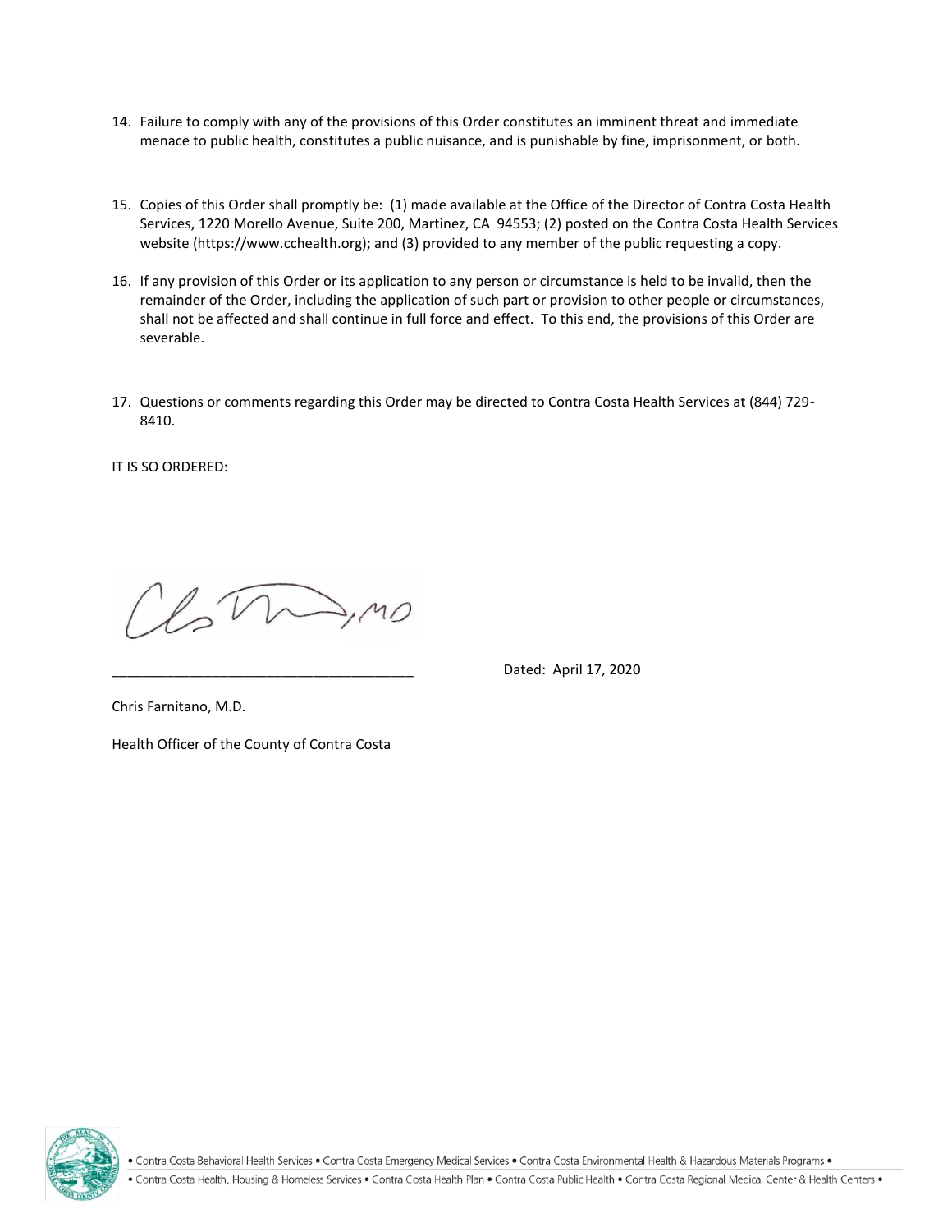14. Failure to comply with any of the provisions of this Order constitutes an imminent threat and immediate menace to public health, constitutes a public nuisance, and is punishable by fine, imprisonment, or both.

15. Copies of this Order shall promptly be: (1) made available at the Office of the Director of Contra Costa Health Services, 1220 Morello Avenue, Suite 200, Martinez, CA 94553; (2) posted on the Contra Costa Health Services website (https://www.cchealth.org); and (3) provided to any member of the public requesting a copy.

16. If any provision of this Order or its application to any person or circumstance is held to be invalid, then the remainder of the Order, including the application of such part or provision to other people or circumstances, shall not be affected and shall continue in full force and effect. To this end, the provisions of this Order are severable.

17. Questions or comments regarding this Order may be directed to Contra Costa Health Services at (844) 729-8410.

IT IS SO ORDERED:

_______________________________________ Dated: April 17, 2020

Chris Farnitano, M.D.

Health Officer of the County of Contra Costa

• Contra Costa Behavioral Health Services • Contra Costa Emergency Medical Services • Contra Costa Environmental Health & Hazardous Materials Programs •
• Contra Costa Health, Housing & Homeless Services • Contra Costa Health Plan • Contra Costa Public Health • Contra Costa Regional Medical Center & Health Centers •